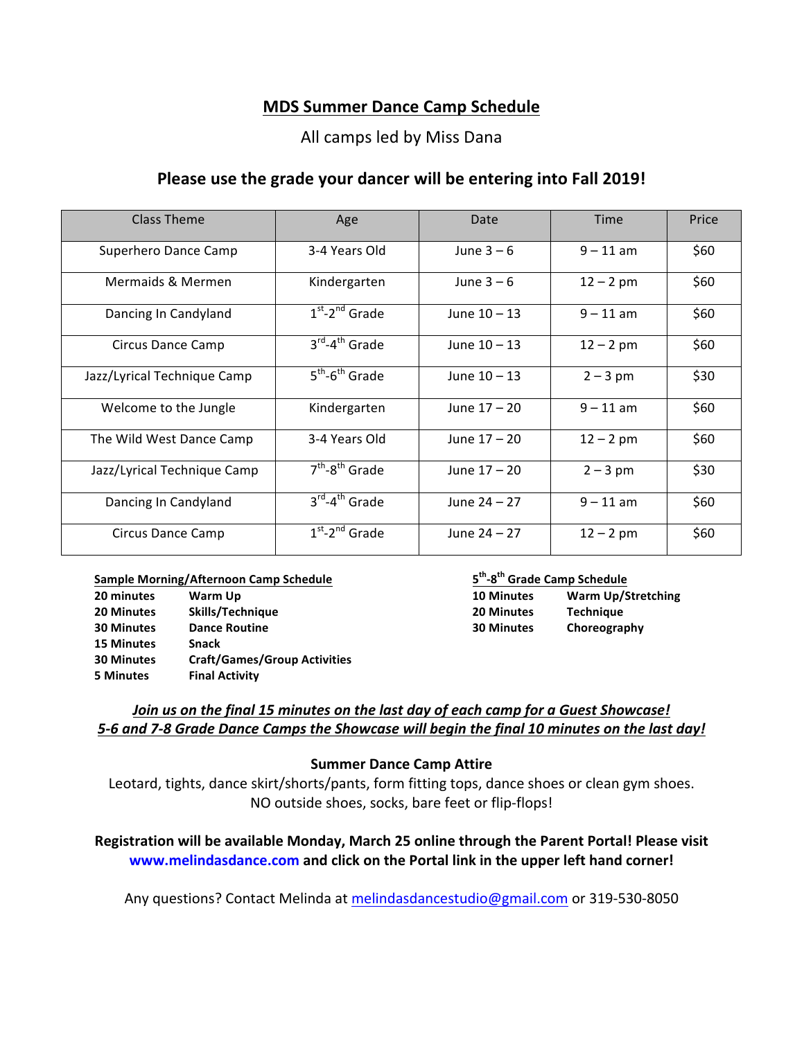# MDS Summer Dance Camp Schedule

All camps led by Miss Dana

**Please use the grade your dancer will be entering into Fall 2019!**

| Class Theme | Age | Date | Time | Price |
|---|---|---|---|---|
| Superhero Dance Camp | 3-4 Years Old | June 3 – 6 | 9 – 11 am | $60 |
| Mermaids & Mermen | Kindergarten | June 3 – 6 | 12 – 2 pm | $60 |
| Dancing In Candyland | 1st-2nd Grade | June 10 – 13 | 9 – 11 am | $60 |
| Circus Dance Camp | 3rd-4th Grade | June 10 – 13 | 12 – 2 pm | $60 |
| Jazz/Lyrical Technique Camp | 5th-6th Grade | June 10 – 13 | 2 – 3 pm | $30 |
| Welcome to the Jungle | Kindergarten | June 17 – 20 | 9 – 11 am | $60 |
| The Wild West Dance Camp | 3-4 Years Old | June 17 – 20 | 12 – 2 pm | $60 |
| Jazz/Lyrical Technique Camp | 7th-8th Grade | June 17 – 20 | 2 – 3 pm | $30 |
| Dancing In Candyland | 3rd-4th Grade | June 24 – 27 | 9 – 11 am | $60 |
| Circus Dance Camp | 1st-2nd Grade | June 24 – 27 | 12 – 2 pm | $60 |

**Sample Morning/Afternoon Camp Schedule**

| | |
|---|---|
| **20 minutes** | **Warm Up** |
| **20 Minutes** | **Skills/Technique** |
| **30 Minutes** | **Dance Routine** |
| **15 Minutes** | **Snack** |
| **30 Minutes** | **Craft/Games/Group Activities** |
| **5 Minutes** | **Final Activity** |

**5th-8th Grade Camp Schedule**

| | |
|---|---|
| **10 Minutes** | **Warm Up/Stretching** |
| **20 Minutes** | **Technique** |
| **30 Minutes** | **Choreography** |

***Join us on the final 15 minutes on the last day of each camp for a Guest Showcase!***
***5-6 and 7-8 Grade Dance Camps the Showcase will begin the final 10 minutes on the last day!***

**Summer Dance Camp Attire**

Leotard, tights, dance skirt/shorts/pants, form fitting tops, dance shoes or clean gym shoes. NO outside shoes, socks, bare feet or flip-flops!

**Registration will be available Monday, March 25 online through the Parent Portal! Please visit www.melindasdance.com and click on the Portal link in the upper left hand corner!**

Any questions? Contact Melinda at melindasdancestudio@gmail.com or 319-530-8050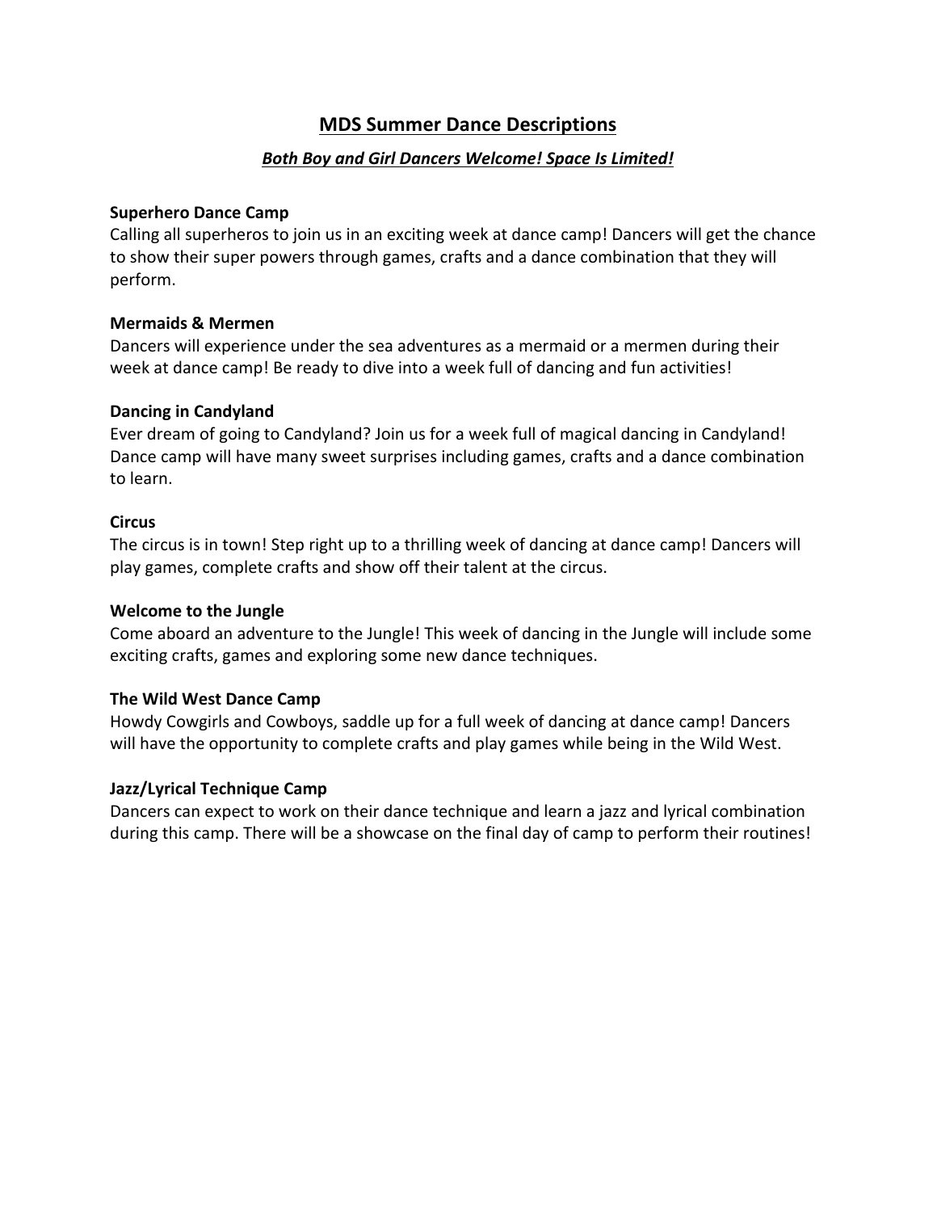# MDS Summer Dance Descriptions

***Both Boy and Girl Dancers Welcome! Space Is Limited!***

**Superhero Dance Camp**
Calling all superheros to join us in an exciting week at dance camp! Dancers will get the chance to show their super powers through games, crafts and a dance combination that they will perform.

**Mermaids & Mermen**
Dancers will experience under the sea adventures as a mermaid or a mermen during their week at dance camp! Be ready to dive into a week full of dancing and fun activities!

**Dancing in Candyland**
Ever dream of going to Candyland? Join us for a week full of magical dancing in Candyland! Dance camp will have many sweet surprises including games, crafts and a dance combination to learn.

**Circus**
The circus is in town! Step right up to a thrilling week of dancing at dance camp! Dancers will play games, complete crafts and show off their talent at the circus.

**Welcome to the Jungle**
Come aboard an adventure to the Jungle! This week of dancing in the Jungle will include some exciting crafts, games and exploring some new dance techniques.

**The Wild West Dance Camp**
Howdy Cowgirls and Cowboys, saddle up for a full week of dancing at dance camp! Dancers will have the opportunity to complete crafts and play games while being in the Wild West.

**Jazz/Lyrical Technique Camp**
Dancers can expect to work on their dance technique and learn a jazz and lyrical combination during this camp. There will be a showcase on the final day of camp to perform their routines!